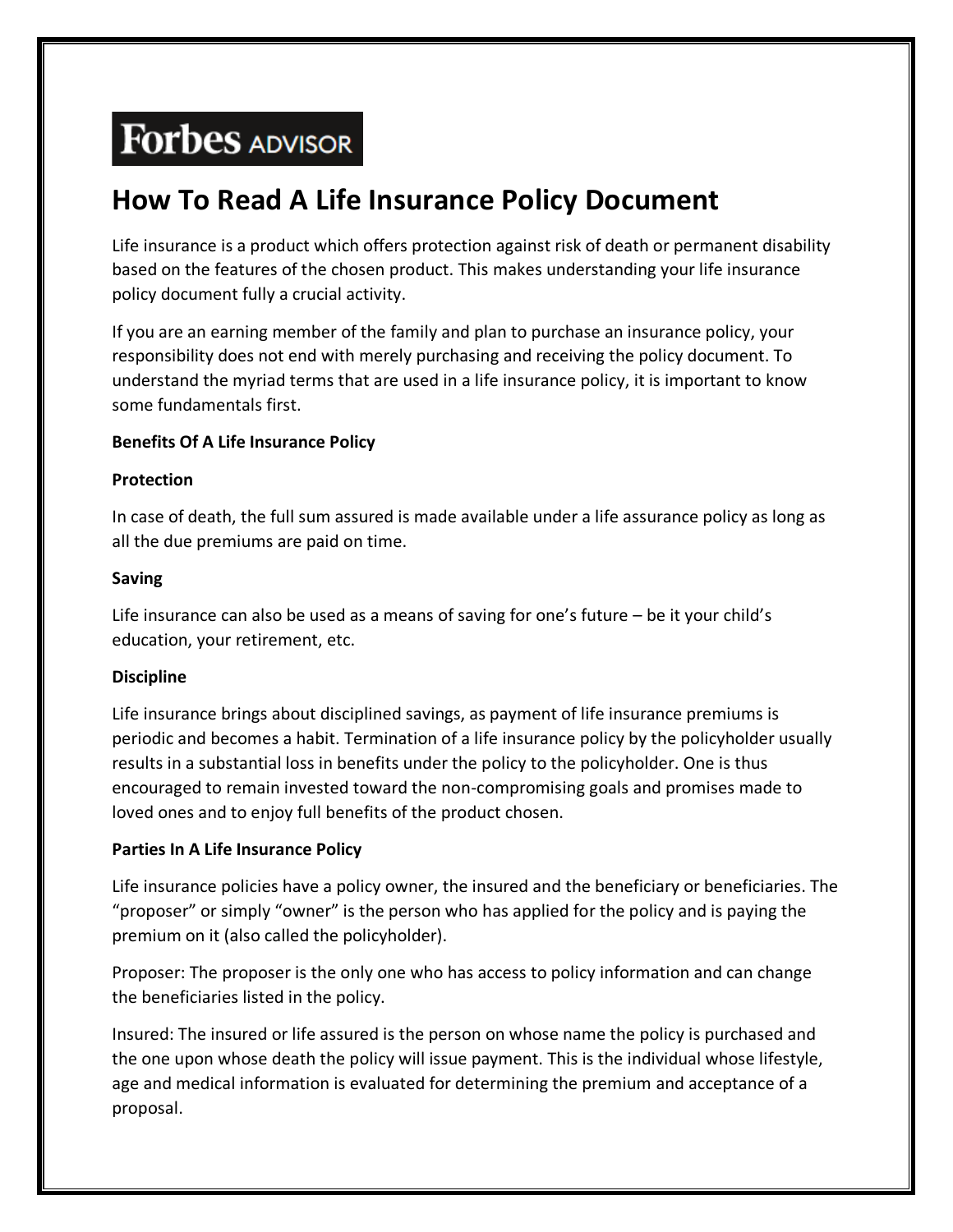Forbes ADVISOR

# How To Read A Life Insurance Policy Document

Life insurance is a product which offers protection against risk of death or permanent disability based on the features of the chosen product. This makes understanding your life insurance policy document fully a crucial activity.

If you are an earning member of the family and plan to purchase an insurance policy, your responsibility does not end with merely purchasing and receiving the policy document. To understand the myriad terms that are used in a life insurance policy, it is important to know some fundamentals first.

**Benefits Of A Life Insurance Policy**

**Protection**

In case of death, the full sum assured is made available under a life assurance policy as long as all the due premiums are paid on time.

**Saving**

Life insurance can also be used as a means of saving for one's future – be it your child's education, your retirement, etc.

**Discipline**

Life insurance brings about disciplined savings, as payment of life insurance premiums is periodic and becomes a habit. Termination of a life insurance policy by the policyholder usually results in a substantial loss in benefits under the policy to the policyholder. One is thus encouraged to remain invested toward the non-compromising goals and promises made to loved ones and to enjoy full benefits of the product chosen.

**Parties In A Life Insurance Policy**

Life insurance policies have a policy owner, the insured and the beneficiary or beneficiaries. The "proposer" or simply "owner" is the person who has applied for the policy and is paying the premium on it (also called the policyholder).

Proposer: The proposer is the only one who has access to policy information and can change the beneficiaries listed in the policy.

Insured: The insured or life assured is the person on whose name the policy is purchased and the one upon whose death the policy will issue payment. This is the individual whose lifestyle, age and medical information is evaluated for determining the premium and acceptance of a proposal.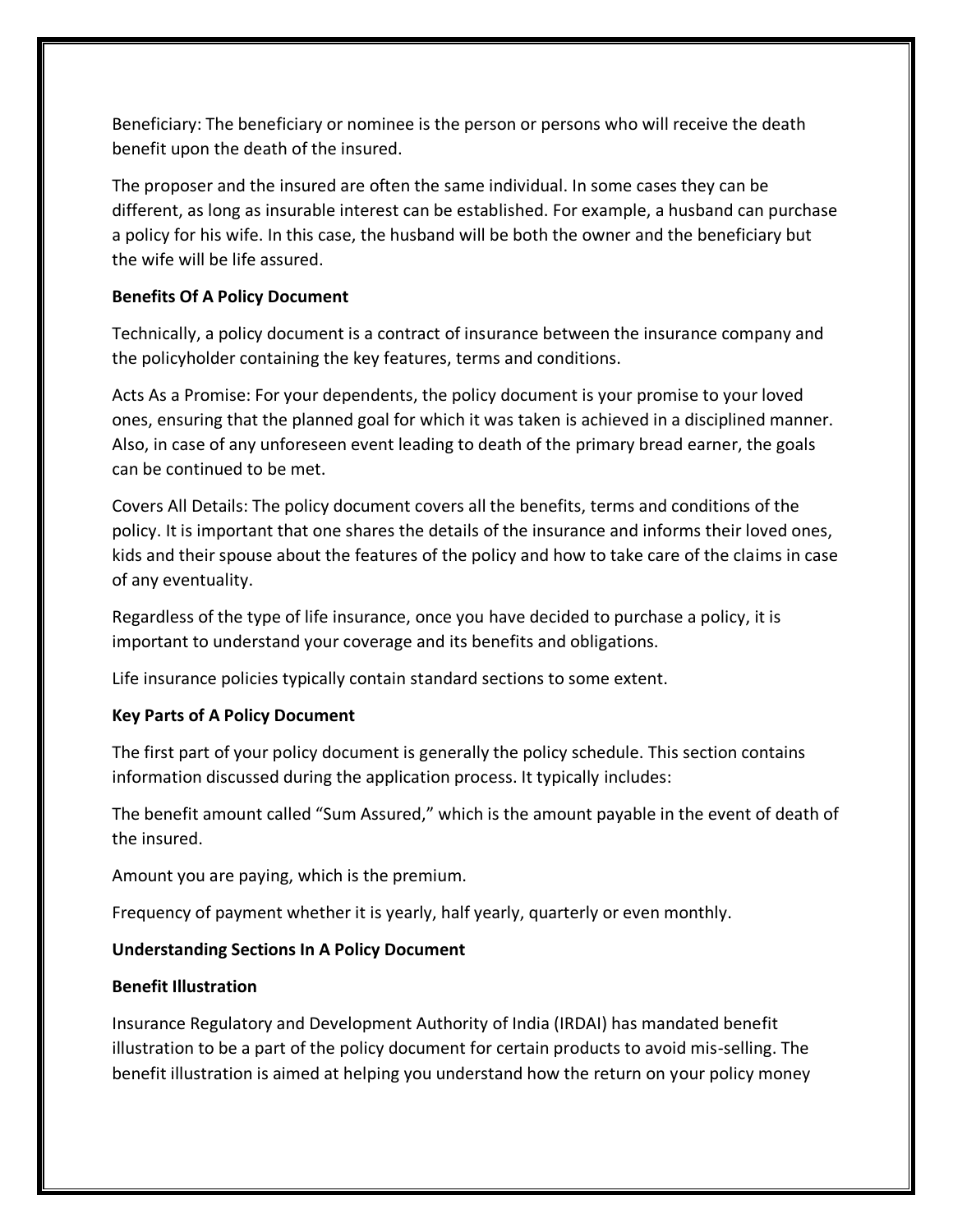Beneficiary: The beneficiary or nominee is the person or persons who will receive the death benefit upon the death of the insured.

The proposer and the insured are often the same individual. In some cases they can be different, as long as insurable interest can be established. For example, a husband can purchase a policy for his wife. In this case, the husband will be both the owner and the beneficiary but the wife will be life assured.

**Benefits Of A Policy Document**

Technically, a policy document is a contract of insurance between the insurance company and the policyholder containing the key features, terms and conditions.

Acts As a Promise: For your dependents, the policy document is your promise to your loved ones, ensuring that the planned goal for which it was taken is achieved in a disciplined manner. Also, in case of any unforeseen event leading to death of the primary bread earner, the goals can be continued to be met.

Covers All Details: The policy document covers all the benefits, terms and conditions of the policy. It is important that one shares the details of the insurance and informs their loved ones, kids and their spouse about the features of the policy and how to take care of the claims in case of any eventuality.

Regardless of the type of life insurance, once you have decided to purchase a policy, it is important to understand your coverage and its benefits and obligations.

Life insurance policies typically contain standard sections to some extent.

**Key Parts of A Policy Document**

The first part of your policy document is generally the policy schedule. This section contains information discussed during the application process. It typically includes:

The benefit amount called "Sum Assured," which is the amount payable in the event of death of the insured.

Amount you are paying, which is the premium.

Frequency of payment whether it is yearly, half yearly, quarterly or even monthly.

**Understanding Sections In A Policy Document**

**Benefit Illustration**

Insurance Regulatory and Development Authority of India (IRDAI) has mandated benefit illustration to be a part of the policy document for certain products to avoid mis-selling. The benefit illustration is aimed at helping you understand how the return on your policy money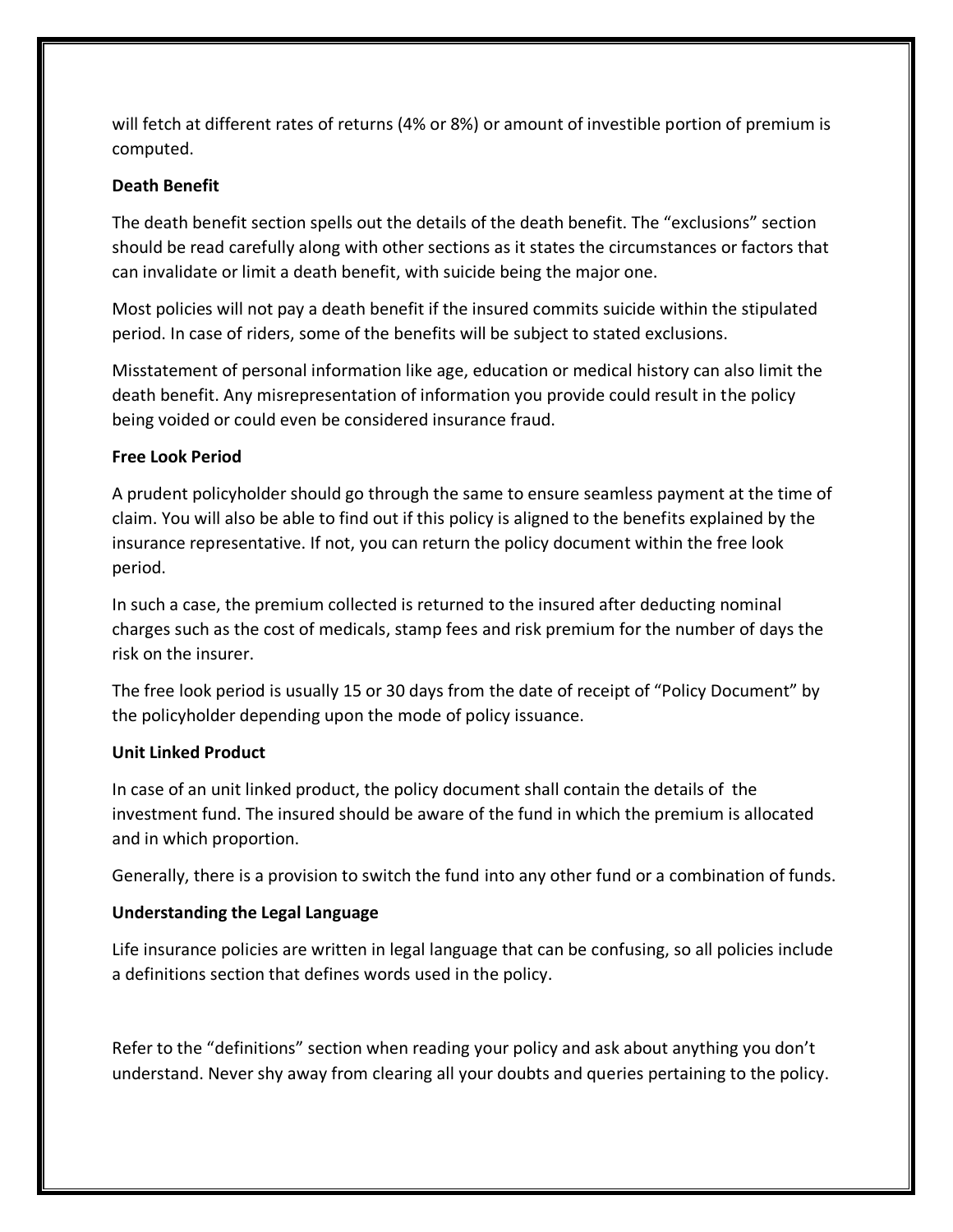will fetch at different rates of returns (4% or 8%) or amount of investible portion of premium is computed.

**Death Benefit**

The death benefit section spells out the details of the death benefit. The "exclusions" section should be read carefully along with other sections as it states the circumstances or factors that can invalidate or limit a death benefit, with suicide being the major one.

Most policies will not pay a death benefit if the insured commits suicide within the stipulated period. In case of riders, some of the benefits will be subject to stated exclusions.

Misstatement of personal information like age, education or medical history can also limit the death benefit. Any misrepresentation of information you provide could result in the policy being voided or could even be considered insurance fraud.

**Free Look Period**

A prudent policyholder should go through the same to ensure seamless payment at the time of claim. You will also be able to find out if this policy is aligned to the benefits explained by the insurance representative. If not, you can return the policy document within the free look period.

In such a case, the premium collected is returned to the insured after deducting nominal charges such as the cost of medicals, stamp fees and risk premium for the number of days the risk on the insurer.

The free look period is usually 15 or 30 days from the date of receipt of "Policy Document" by the policyholder depending upon the mode of policy issuance.

**Unit Linked Product**

In case of an unit linked product, the policy document shall contain the details of the investment fund. The insured should be aware of the fund in which the premium is allocated and in which proportion.

Generally, there is a provision to switch the fund into any other fund or a combination of funds.

**Understanding the Legal Language**

Life insurance policies are written in legal language that can be confusing, so all policies include a definitions section that defines words used in the policy.

Refer to the "definitions" section when reading your policy and ask about anything you don't understand. Never shy away from clearing all your doubts and queries pertaining to the policy.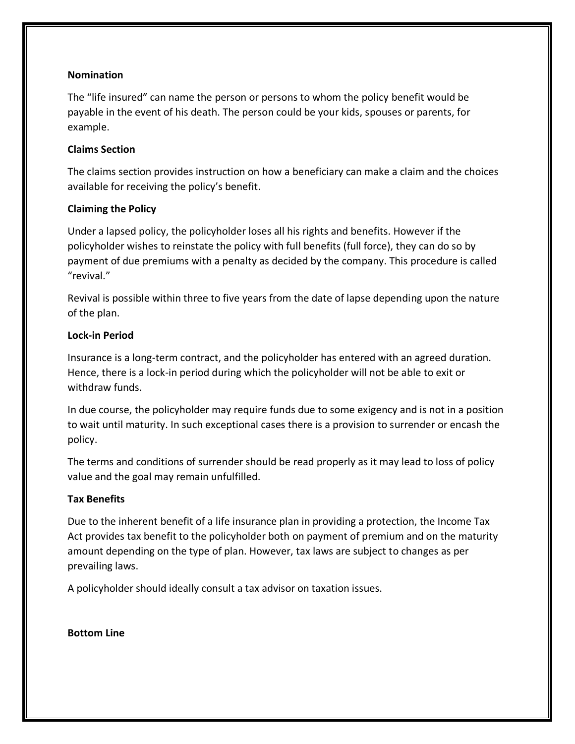**Nomination**

The "life insured" can name the person or persons to whom the policy benefit would be payable in the event of his death. The person could be your kids, spouses or parents, for example.

**Claims Section**

The claims section provides instruction on how a beneficiary can make a claim and the choices available for receiving the policy's benefit.

**Claiming the Policy**

Under a lapsed policy, the policyholder loses all his rights and benefits. However if the policyholder wishes to reinstate the policy with full benefits (full force), they can do so by payment of due premiums with a penalty as decided by the company. This procedure is called "revival."

Revival is possible within three to five years from the date of lapse depending upon the nature of the plan.

**Lock-in Period**

Insurance is a long-term contract, and the policyholder has entered with an agreed duration. Hence, there is a lock-in period during which the policyholder will not be able to exit or withdraw funds.

In due course, the policyholder may require funds due to some exigency and is not in a position to wait until maturity. In such exceptional cases there is a provision to surrender or encash the policy.

The terms and conditions of surrender should be read properly as it may lead to loss of policy value and the goal may remain unfulfilled.

**Tax Benefits**

Due to the inherent benefit of a life insurance plan in providing a protection, the Income Tax Act provides tax benefit to the policyholder both on payment of premium and on the maturity amount depending on the type of plan. However, tax laws are subject to changes as per prevailing laws.

A policyholder should ideally consult a tax advisor on taxation issues.

**Bottom Line**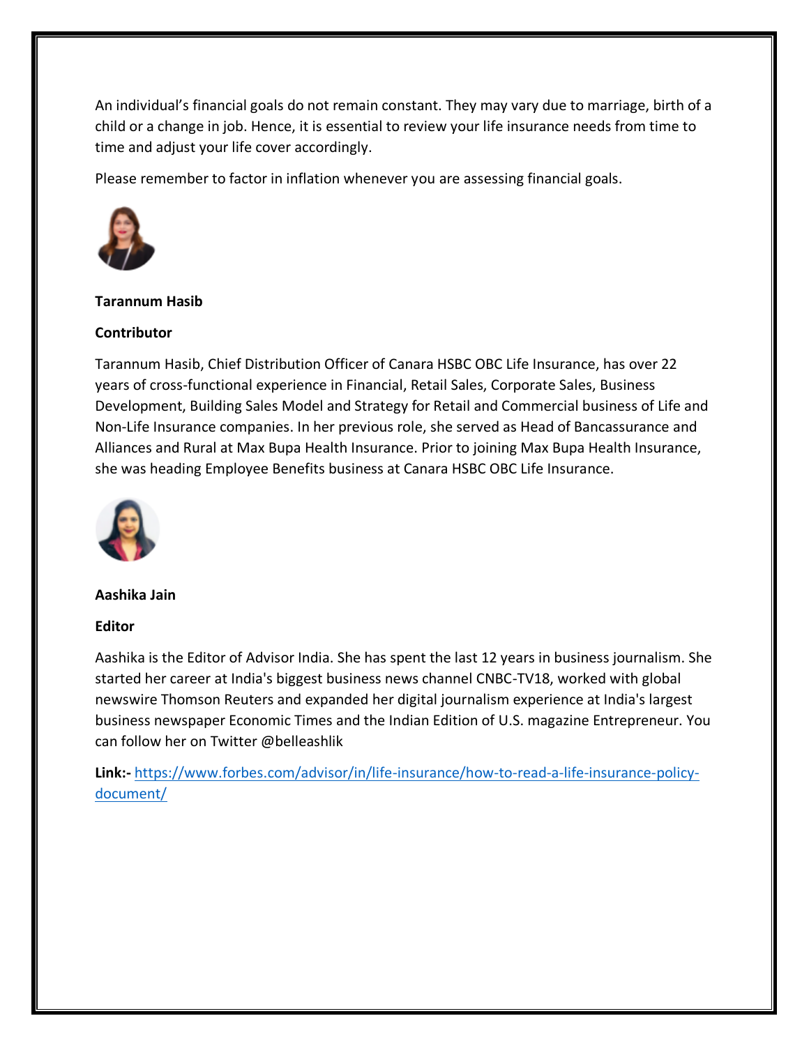An individual's financial goals do not remain constant. They may vary due to marriage, birth of a child or a change in job. Hence, it is essential to review your life insurance needs from time to time and adjust your life cover accordingly.

Please remember to factor in inflation whenever you are assessing financial goals.

**Tarannum Hasib**

**Contributor**

Tarannum Hasib, Chief Distribution Officer of Canara HSBC OBC Life Insurance, has over 22 years of cross-functional experience in Financial, Retail Sales, Corporate Sales, Business Development, Building Sales Model and Strategy for Retail and Commercial business of Life and Non-Life Insurance companies. In her previous role, she served as Head of Bancassurance and Alliances and Rural at Max Bupa Health Insurance. Prior to joining Max Bupa Health Insurance, she was heading Employee Benefits business at Canara HSBC OBC Life Insurance.

**Aashika Jain**

**Editor**

Aashika is the Editor of Advisor India. She has spent the last 12 years in business journalism. She started her career at India's biggest business news channel CNBC-TV18, worked with global newswire Thomson Reuters and expanded her digital journalism experience at India's largest business newspaper Economic Times and the Indian Edition of U.S. magazine Entrepreneur. You can follow her on Twitter @belleashlik

**Link:-** [https://www.forbes.com/advisor/in/life-insurance/how-to-read-a-life-insurance-policy-document/](https://www.forbes.com/advisor/in/life-insurance/how-to-read-a-life-insurance-policy-document/)